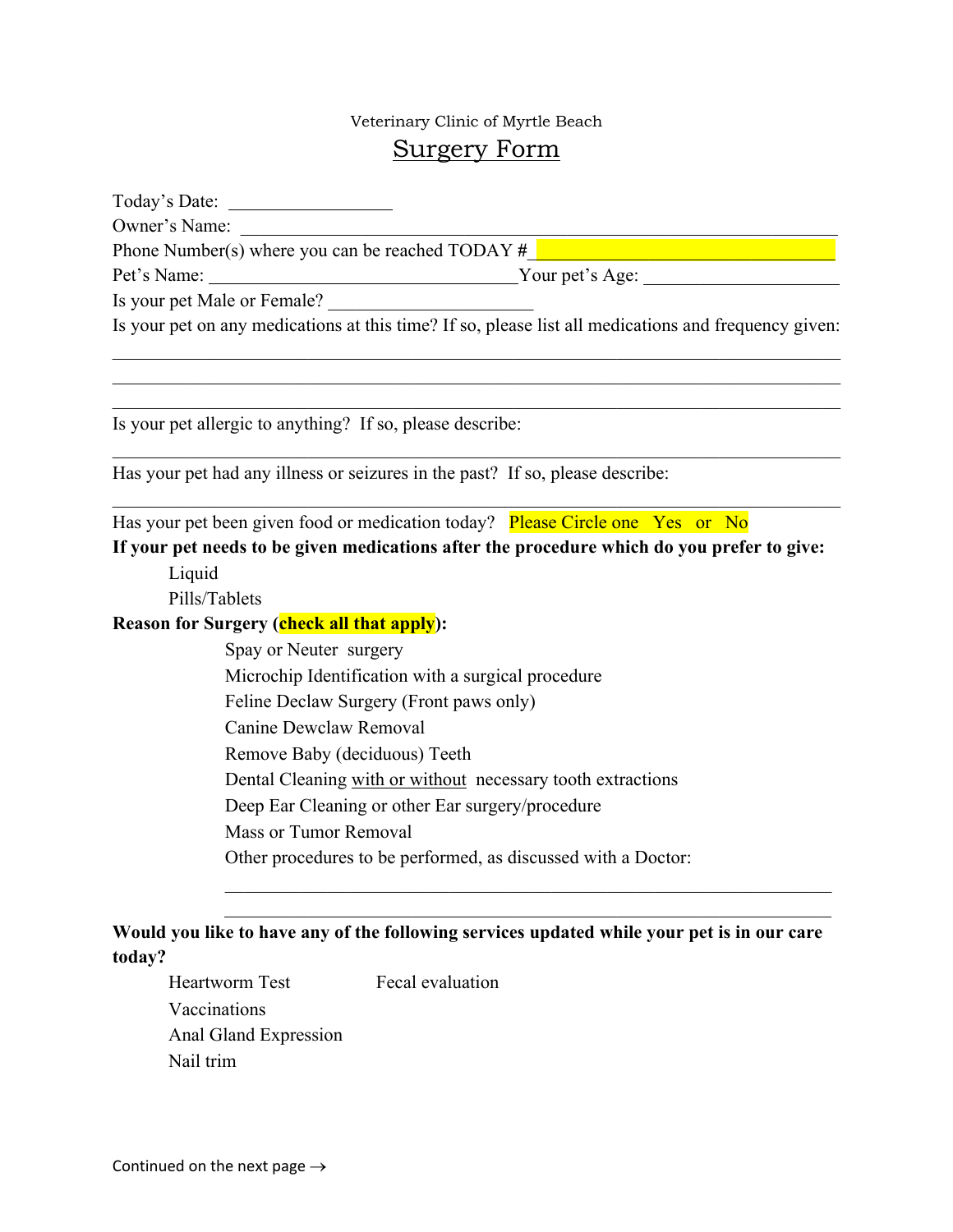Veterinary Clinic of Myrtle Beach

# Surgery Form

Today's Date: ________________

Owner's Name: ____________________________________________________________

Phone Number(s) where you can be reached TODAY # ______________________________

Pet's Name: ________________________________ Your pet's Age: __________________

Is your pet Male or Female? ____________________

Is your pet on any medications at this time? If so, please list all medications and frequency given:

_____________________________________________________________________________

_____________________________________________________________________________

_____________________________________________________________________________

Is your pet allergic to anything? If so, please describe:

_____________________________________________________________________________

Has your pet had any illness or seizures in the past? If so, please describe:

_____________________________________________________________________________

Has your pet been given food or medication today? Please Circle one Yes or No

**If your pet needs to be given medications after the procedure which do you prefer to give:**

- Liquid
- Pills/Tablets

**Reason for Surgery (check all that apply):**

- Spay or Neuter surgery
- Microchip Identification with a surgical procedure
- Feline Declaw Surgery (Front paws only)
- Canine Dewclaw Removal
- Remove Baby (deciduous) Teeth
- Dental Cleaning with or without necessary tooth extractions
- Deep Ear Cleaning or other Ear surgery/procedure
- Mass or Tumor Removal
- Other procedures to be performed, as discussed with a Doctor:

_____________________________________________________________________________

_____________________________________________________________________________

**Would you like to have any of the following services updated while your pet is in our care today?**

- Heartworm Test
- Fecal evaluation
- Vaccinations
- Anal Gland Expression
- Nail trim

Continued on the next page →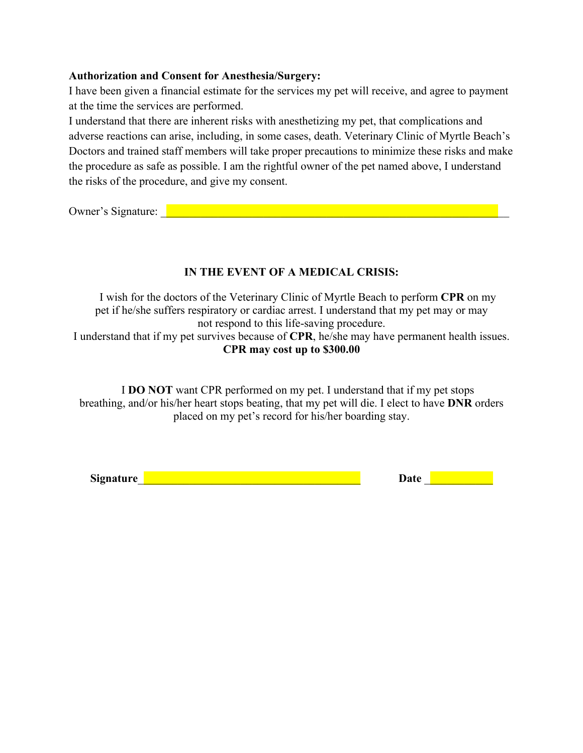**Authorization and Consent for Anesthesia/Surgery:**

I have been given a financial estimate for the services my pet will receive, and agree to payment at the time the services are performed.

I understand that there are inherent risks with anesthetizing my pet, that complications and adverse reactions can arise, including, in some cases, death. Veterinary Clinic of Myrtle Beach's Doctors and trained staff members will take proper precautions to minimize these risks and make the procedure as safe as possible. I am the rightful owner of the pet named above, I understand the risks of the procedure, and give my consent.

Owner's Signature: ____________________________________________________________

**IN THE EVENT OF A MEDICAL CRISIS:**

I wish for the doctors of the Veterinary Clinic of Myrtle Beach to perform **CPR** on my pet if he/she suffers respiratory or cardiac arrest. I understand that my pet may or may not respond to this life-saving procedure.
I understand that if my pet survives because of **CPR**, he/she may have permanent health issues.
**CPR may cost up to $300.00**

I **DO NOT** want CPR performed on my pet. I understand that if my pet stops breathing, and/or his/her heart stops beating, that my pet will die. I elect to have **DNR** orders placed on my pet's record for his/her boarding stay.

**Signature**________________________________________ **Date** ____________